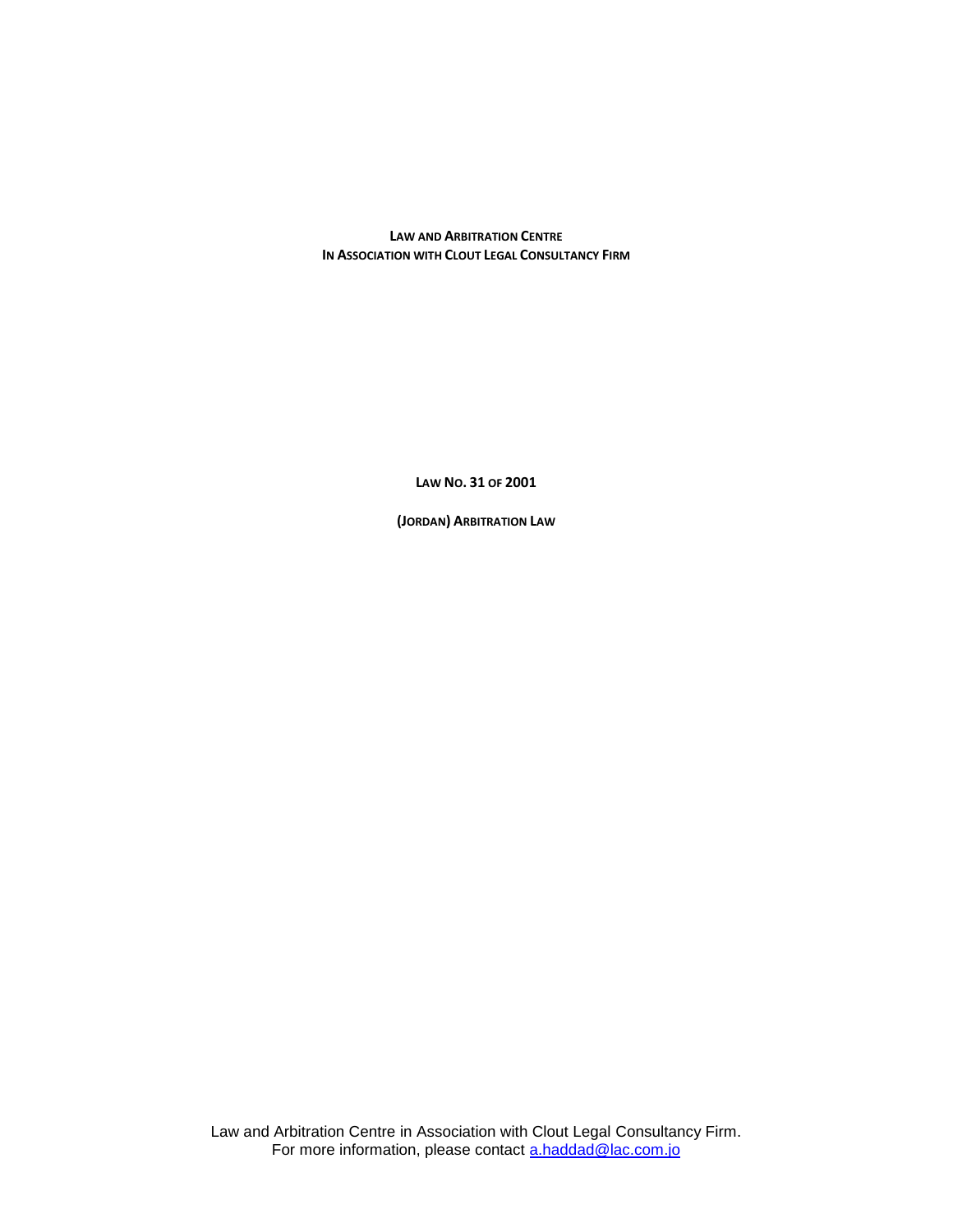**LAW AND ARBITRATION CENTRE**
**IN ASSOCIATION WITH CLOUT LEGAL CONSULTANCY FIRM**

# LAW NO. 31 OF 2001

## (JORDAN) ARBITRATION LAW

Law and Arbitration Centre in Association with Clout Legal Consultancy Firm.
For more information, please contact a.haddad@lac.com.jo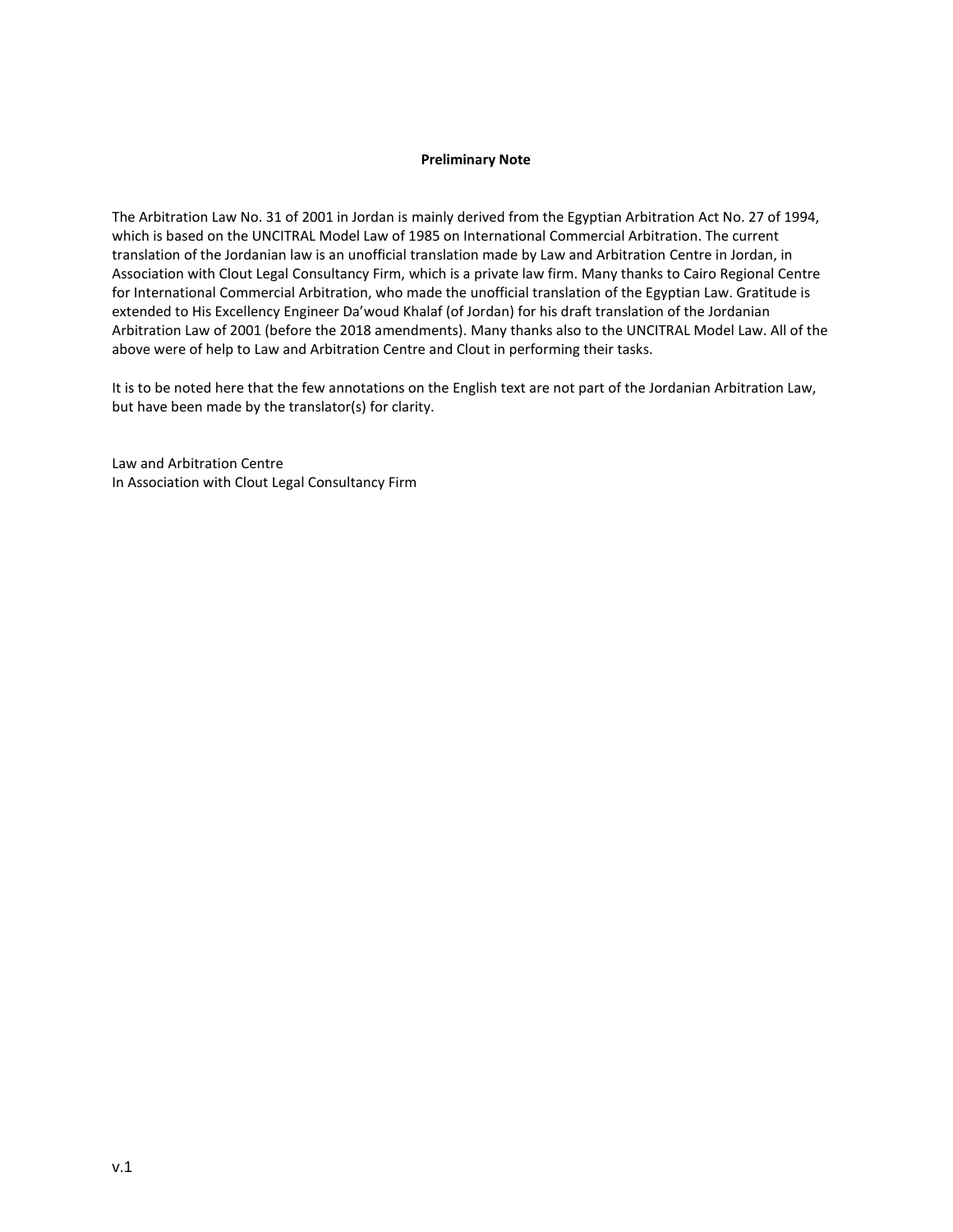**Preliminary Note**

The Arbitration Law No. 31 of 2001 in Jordan is mainly derived from the Egyptian Arbitration Act No. 27 of 1994, which is based on the UNCITRAL Model Law of 1985 on International Commercial Arbitration. The current translation of the Jordanian law is an unofficial translation made by Law and Arbitration Centre in Jordan, in Association with Clout Legal Consultancy Firm, which is a private law firm. Many thanks to Cairo Regional Centre for International Commercial Arbitration, who made the unofficial translation of the Egyptian Law. Gratitude is extended to His Excellency Engineer Da'woud Khalaf (of Jordan) for his draft translation of the Jordanian Arbitration Law of 2001 (before the 2018 amendments). Many thanks also to the UNCITRAL Model Law. All of the above were of help to Law and Arbitration Centre and Clout in performing their tasks.

It is to be noted here that the few annotations on the English text are not part of the Jordanian Arbitration Law, but have been made by the translator(s) for clarity.

Law and Arbitration Centre
In Association with Clout Legal Consultancy Firm

v.1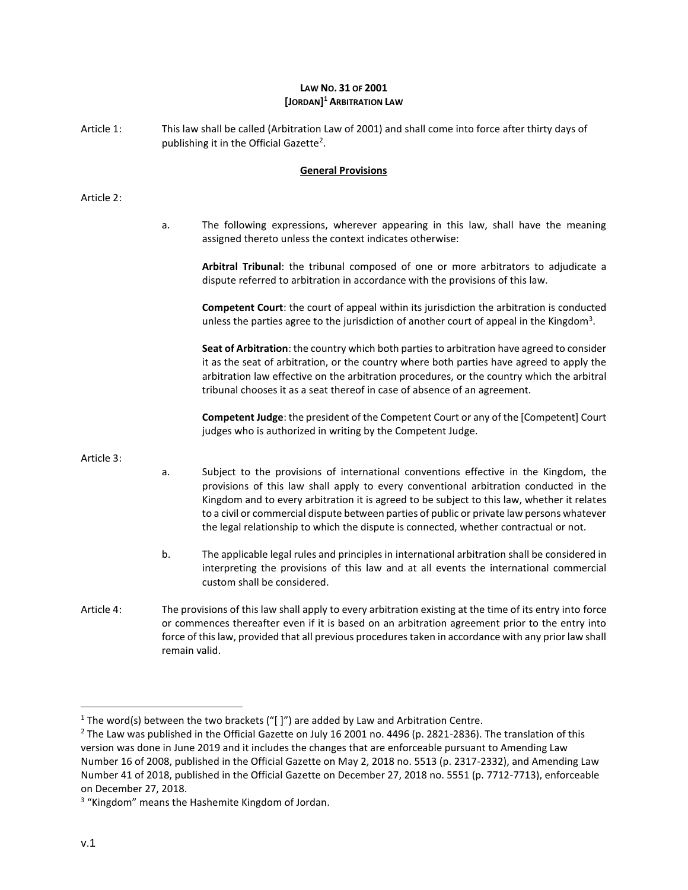**LAW NO. 31 OF 2001**
**[JORDAN][1] ARBITRATION LAW**

Article 1: This law shall be called (Arbitration Law of 2001) and shall come into force after thirty days of publishing it in the Official Gazette[2].

**General Provisions**

Article 2:

a. The following expressions, wherever appearing in this law, shall have the meaning assigned thereto unless the context indicates otherwise:

**Arbitral Tribunal**: the tribunal composed of one or more arbitrators to adjudicate a dispute referred to arbitration in accordance with the provisions of this law.

**Competent Court**: the court of appeal within its jurisdiction the arbitration is conducted unless the parties agree to the jurisdiction of another court of appeal in the Kingdom[3].

**Seat of Arbitration**: the country which both parties to arbitration have agreed to consider it as the seat of arbitration, or the country where both parties have agreed to apply the arbitration law effective on the arbitration procedures, or the country which the arbitral tribunal chooses it as a seat thereof in case of absence of an agreement.

**Competent Judge**: the president of the Competent Court or any of the [Competent] Court judges who is authorized in writing by the Competent Judge.

Article 3:

a. Subject to the provisions of international conventions effective in the Kingdom, the provisions of this law shall apply to every conventional arbitration conducted in the Kingdom and to every arbitration it is agreed to be subject to this law, whether it relates to a civil or commercial dispute between parties of public or private law persons whatever the legal relationship to which the dispute is connected, whether contractual or not.

b. The applicable legal rules and principles in international arbitration shall be considered in interpreting the provisions of this law and at all events the international commercial custom shall be considered.

Article 4: The provisions of this law shall apply to every arbitration existing at the time of its entry into force or commences thereafter even if it is based on an arbitration agreement prior to the entry into force of this law, provided that all previous procedures taken in accordance with any prior law shall remain valid.

---

[1] The word(s) between the two brackets ("[ ]") are added by Law and Arbitration Centre.

[2] The Law was published in the Official Gazette on July 16 2001 no. 4496 (p. 2821-2836). The translation of this version was done in June 2019 and it includes the changes that are enforceable pursuant to Amending Law Number 16 of 2008, published in the Official Gazette on May 2, 2018 no. 5513 (p. 2317-2332), and Amending Law Number 41 of 2018, published in the Official Gazette on December 27, 2018 no. 5551 (p. 7712-7713), enforceable on December 27, 2018.

[3] "Kingdom" means the Hashemite Kingdom of Jordan.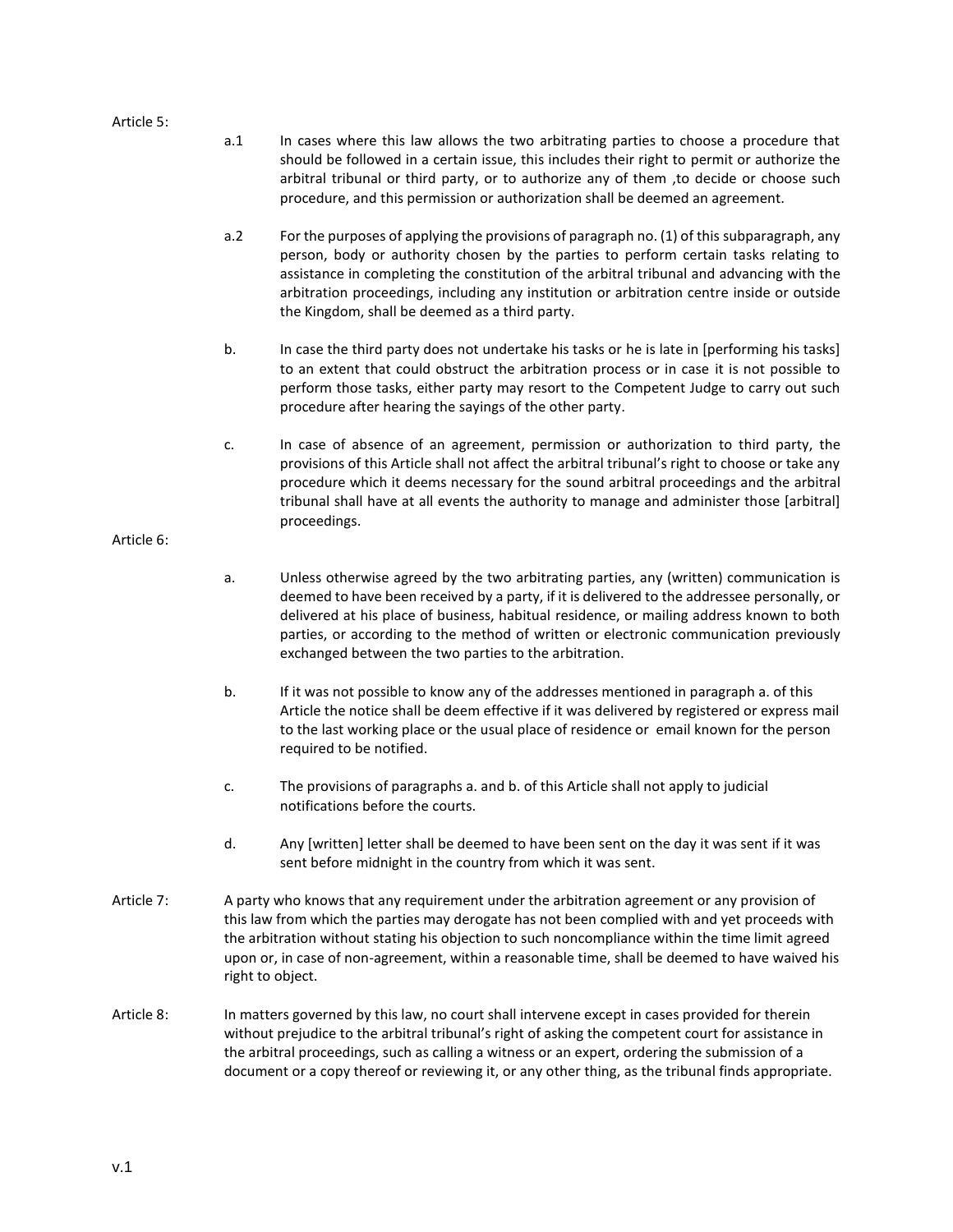Article 5:

a.1 In cases where this law allows the two arbitrating parties to choose a procedure that should be followed in a certain issue, this includes their right to permit or authorize the arbitral tribunal or third party, or to authorize any of them ,to decide or choose such procedure, and this permission or authorization shall be deemed an agreement.

a.2 For the purposes of applying the provisions of paragraph no. (1) of this subparagraph, any person, body or authority chosen by the parties to perform certain tasks relating to assistance in completing the constitution of the arbitral tribunal and advancing with the arbitration proceedings, including any institution or arbitration centre inside or outside the Kingdom, shall be deemed as a third party.

b. In case the third party does not undertake his tasks or he is late in [performing his tasks] to an extent that could obstruct the arbitration process or in case it is not possible to perform those tasks, either party may resort to the Competent Judge to carry out such procedure after hearing the sayings of the other party.

c. In case of absence of an agreement, permission or authorization to third party, the provisions of this Article shall not affect the arbitral tribunal's right to choose or take any procedure which it deems necessary for the sound arbitral proceedings and the arbitral tribunal shall have at all events the authority to manage and administer those [arbitral] proceedings.

Article 6:

a. Unless otherwise agreed by the two arbitrating parties, any (written) communication is deemed to have been received by a party, if it is delivered to the addressee personally, or delivered at his place of business, habitual residence, or mailing address known to both parties, or according to the method of written or electronic communication previously exchanged between the two parties to the arbitration.

b. If it was not possible to know any of the addresses mentioned in paragraph a. of this Article the notice shall be deem effective if it was delivered by registered or express mail to the last working place or the usual place of residence or email known for the person required to be notified.

c. The provisions of paragraphs a. and b. of this Article shall not apply to judicial notifications before the courts.

d. Any [written] letter shall be deemed to have been sent on the day it was sent if it was sent before midnight in the country from which it was sent.

Article 7: A party who knows that any requirement under the arbitration agreement or any provision of this law from which the parties may derogate has not been complied with and yet proceeds with the arbitration without stating his objection to such noncompliance within the time limit agreed upon or, in case of non-agreement, within a reasonable time, shall be deemed to have waived his right to object.

Article 8: In matters governed by this law, no court shall intervene except in cases provided for therein without prejudice to the arbitral tribunal's right of asking the competent court for assistance in the arbitral proceedings, such as calling a witness or an expert, ordering the submission of a document or a copy thereof or reviewing it, or any other thing, as the tribunal finds appropriate.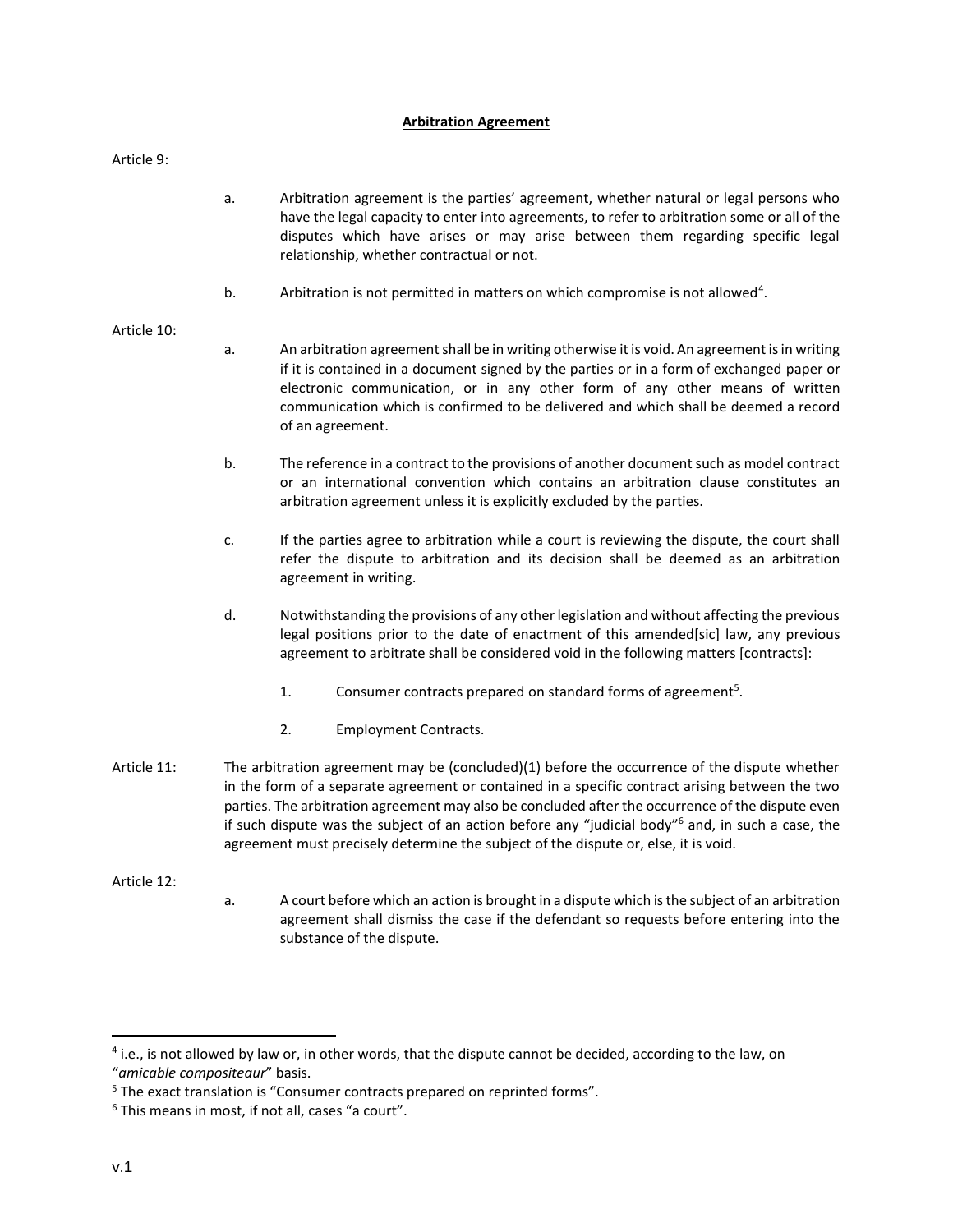**Arbitration Agreement**

Article 9:

a. Arbitration agreement is the parties' agreement, whether natural or legal persons who have the legal capacity to enter into agreements, to refer to arbitration some or all of the disputes which have arises or may arise between them regarding specific legal relationship, whether contractual or not.

b. Arbitration is not permitted in matters on which compromise is not allowed[4].

Article 10:

a. An arbitration agreement shall be in writing otherwise it is void. An agreement is in writing if it is contained in a document signed by the parties or in a form of exchanged paper or electronic communication, or in any other form of any other means of written communication which is confirmed to be delivered and which shall be deemed a record of an agreement.

b. The reference in a contract to the provisions of another document such as model contract or an international convention which contains an arbitration clause constitutes an arbitration agreement unless it is explicitly excluded by the parties.

c. If the parties agree to arbitration while a court is reviewing the dispute, the court shall refer the dispute to arbitration and its decision shall be deemed as an arbitration agreement in writing.

d. Notwithstanding the provisions of any other legislation and without affecting the previous legal positions prior to the date of enactment of this amended[sic] law, any previous agreement to arbitrate shall be considered void in the following matters [contracts]:

   1. Consumer contracts prepared on standard forms of agreement[5].

   2. Employment Contracts.

Article 11: The arbitration agreement may be (concluded)(1) before the occurrence of the dispute whether in the form of a separate agreement or contained in a specific contract arising between the two parties. The arbitration agreement may also be concluded after the occurrence of the dispute even if such dispute was the subject of an action before any "judicial body"[6] and, in such a case, the agreement must precisely determine the subject of the dispute or, else, it is void.

Article 12:

a. A court before which an action is brought in a dispute which is the subject of an arbitration agreement shall dismiss the case if the defendant so requests before entering into the substance of the dispute.

---

[4] i.e., is not allowed by law or, in other words, that the dispute cannot be decided, according to the law, on "*amicable compositeaur*" basis.

[5] The exact translation is "Consumer contracts prepared on reprinted forms".

[6] This means in most, if not all, cases "a court".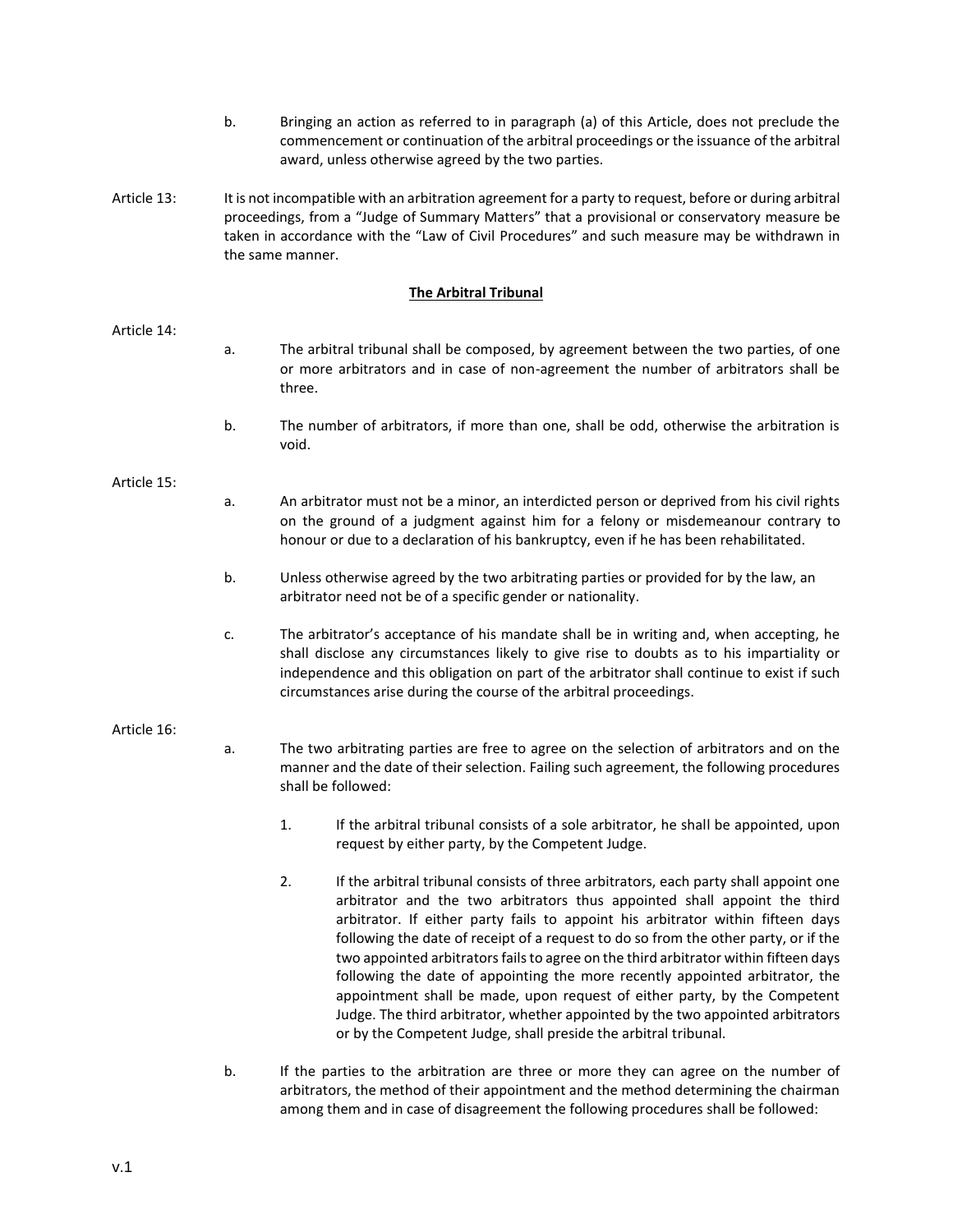b. Bringing an action as referred to in paragraph (a) of this Article, does not preclude the commencement or continuation of the arbitral proceedings or the issuance of the arbitral award, unless otherwise agreed by the two parties.

Article 13: It is not incompatible with an arbitration agreement for a party to request, before or during arbitral proceedings, from a "Judge of Summary Matters" that a provisional or conservatory measure be taken in accordance with the "Law of Civil Procedures" and such measure may be withdrawn in the same manner.

## The Arbitral Tribunal

Article 14:

a. The arbitral tribunal shall be composed, by agreement between the two parties, of one or more arbitrators and in case of non-agreement the number of arbitrators shall be three.

b. The number of arbitrators, if more than one, shall be odd, otherwise the arbitration is void.

Article 15:

a. An arbitrator must not be a minor, an interdicted person or deprived from his civil rights on the ground of a judgment against him for a felony or misdemeanour contrary to honour or due to a declaration of his bankruptcy, even if he has been rehabilitated.

b. Unless otherwise agreed by the two arbitrating parties or provided for by the law, an arbitrator need not be of a specific gender or nationality.

c. The arbitrator's acceptance of his mandate shall be in writing and, when accepting, he shall disclose any circumstances likely to give rise to doubts as to his impartiality or independence and this obligation on part of the arbitrator shall continue to exist if such circumstances arise during the course of the arbitral proceedings.

Article 16:

a. The two arbitrating parties are free to agree on the selection of arbitrators and on the manner and the date of their selection. Failing such agreement, the following procedures shall be followed:

   1. If the arbitral tribunal consists of a sole arbitrator, he shall be appointed, upon request by either party, by the Competent Judge.

   2. If the arbitral tribunal consists of three arbitrators, each party shall appoint one arbitrator and the two arbitrators thus appointed shall appoint the third arbitrator. If either party fails to appoint his arbitrator within fifteen days following the date of receipt of a request to do so from the other party, or if the two appointed arbitrators fails to agree on the third arbitrator within fifteen days following the date of appointing the more recently appointed arbitrator, the appointment shall be made, upon request of either party, by the Competent Judge. The third arbitrator, whether appointed by the two appointed arbitrators or by the Competent Judge, shall preside the arbitral tribunal.

b. If the parties to the arbitration are three or more they can agree on the number of arbitrators, the method of their appointment and the method determining the chairman among them and in case of disagreement the following procedures shall be followed: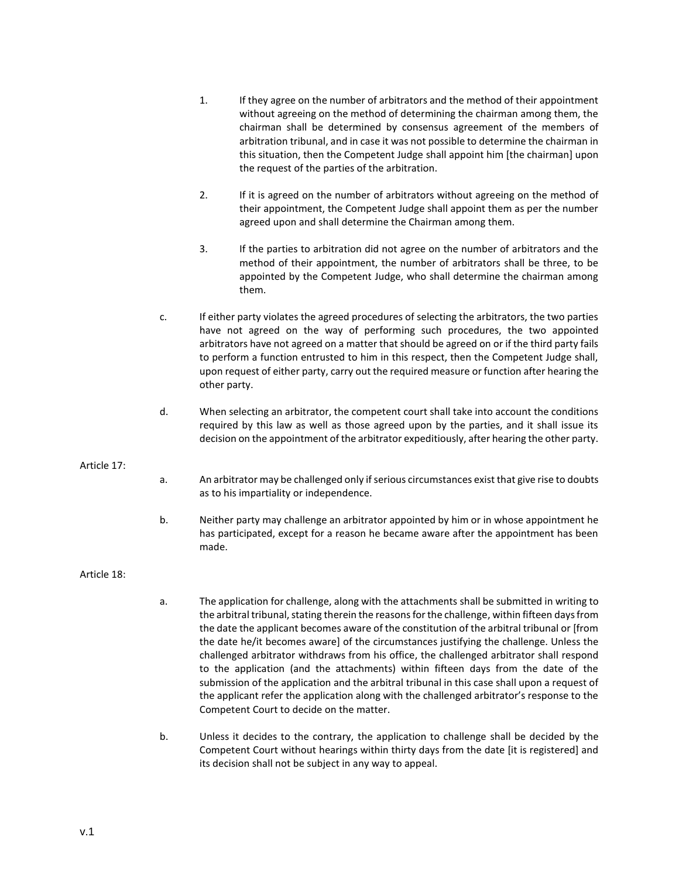1. If they agree on the number of arbitrators and the method of their appointment without agreeing on the method of determining the chairman among them, the chairman shall be determined by consensus agreement of the members of arbitration tribunal, and in case it was not possible to determine the chairman in this situation, then the Competent Judge shall appoint him [the chairman] upon the request of the parties of the arbitration.

2. If it is agreed on the number of arbitrators without agreeing on the method of their appointment, the Competent Judge shall appoint them as per the number agreed upon and shall determine the Chairman among them.

3. If the parties to arbitration did not agree on the number of arbitrators and the method of their appointment, the number of arbitrators shall be three, to be appointed by the Competent Judge, who shall determine the chairman among them.

c. If either party violates the agreed procedures of selecting the arbitrators, the two parties have not agreed on the way of performing such procedures, the two appointed arbitrators have not agreed on a matter that should be agreed on or if the third party fails to perform a function entrusted to him in this respect, then the Competent Judge shall, upon request of either party, carry out the required measure or function after hearing the other party.

d. When selecting an arbitrator, the competent court shall take into account the conditions required by this law as well as those agreed upon by the parties, and it shall issue its decision on the appointment of the arbitrator expeditiously, after hearing the other party.

Article 17:

a. An arbitrator may be challenged only if serious circumstances exist that give rise to doubts as to his impartiality or independence.

b. Neither party may challenge an arbitrator appointed by him or in whose appointment he has participated, except for a reason he became aware after the appointment has been made.

Article 18:

a. The application for challenge, along with the attachments shall be submitted in writing to the arbitral tribunal, stating therein the reasons for the challenge, within fifteen days from the date the applicant becomes aware of the constitution of the arbitral tribunal or [from the date he/it becomes aware] of the circumstances justifying the challenge. Unless the challenged arbitrator withdraws from his office, the challenged arbitrator shall respond to the application (and the attachments) within fifteen days from the date of the submission of the application and the arbitral tribunal in this case shall upon a request of the applicant refer the application along with the challenged arbitrator's response to the Competent Court to decide on the matter.

b. Unless it decides to the contrary, the application to challenge shall be decided by the Competent Court without hearings within thirty days from the date [it is registered] and its decision shall not be subject in any way to appeal.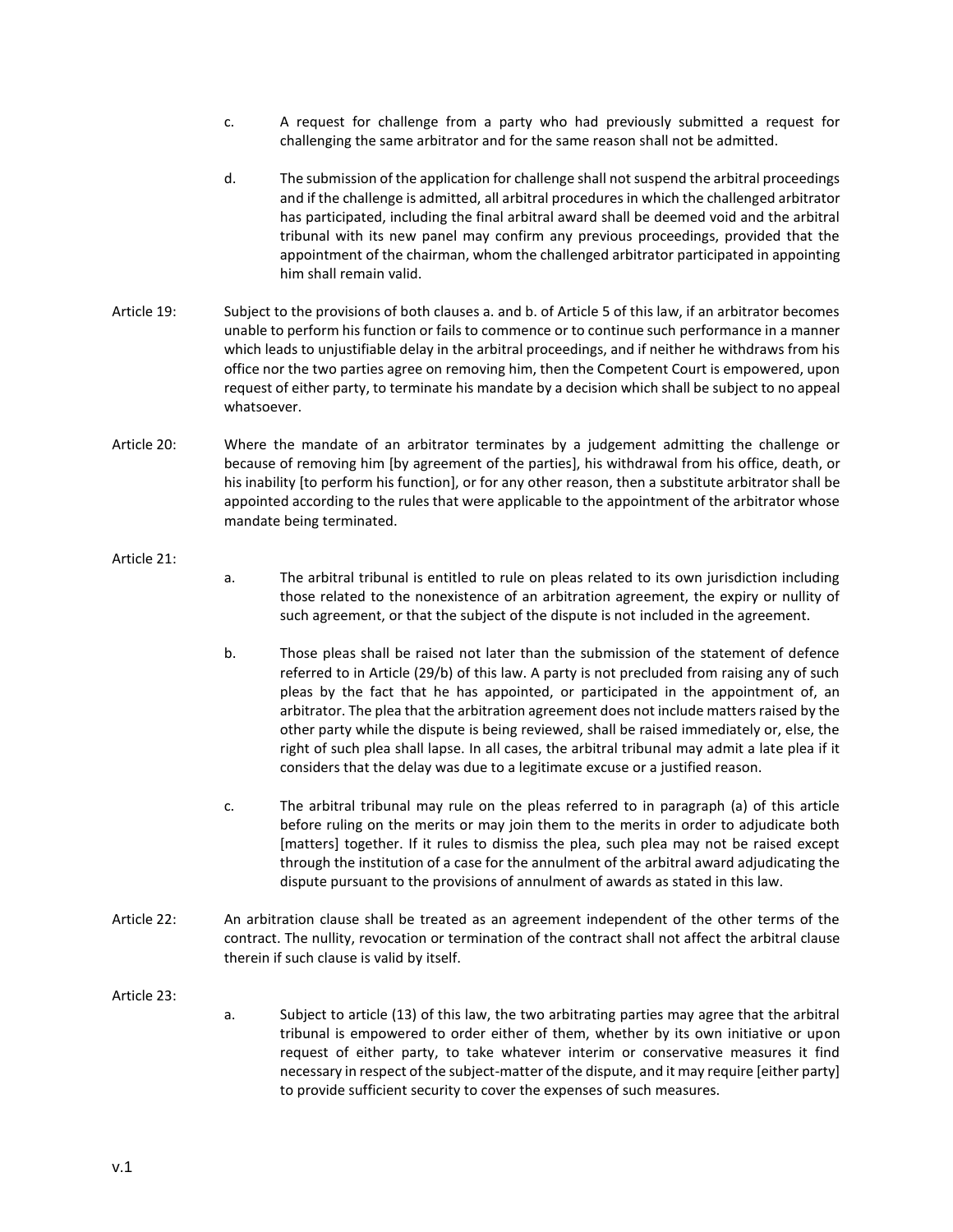c. A request for challenge from a party who had previously submitted a request for challenging the same arbitrator and for the same reason shall not be admitted.

d. The submission of the application for challenge shall not suspend the arbitral proceedings and if the challenge is admitted, all arbitral procedures in which the challenged arbitrator has participated, including the final arbitral award shall be deemed void and the arbitral tribunal with its new panel may confirm any previous proceedings, provided that the appointment of the chairman, whom the challenged arbitrator participated in appointing him shall remain valid.

**Article 19:** Subject to the provisions of both clauses a. and b. of Article 5 of this law, if an arbitrator becomes unable to perform his function or fails to commence or to continue such performance in a manner which leads to unjustifiable delay in the arbitral proceedings, and if neither he withdraws from his office nor the two parties agree on removing him, then the Competent Court is empowered, upon request of either party, to terminate his mandate by a decision which shall be subject to no appeal whatsoever.

**Article 20:** Where the mandate of an arbitrator terminates by a judgement admitting the challenge or because of removing him [by agreement of the parties], his withdrawal from his office, death, or his inability [to perform his function], or for any other reason, then a substitute arbitrator shall be appointed according to the rules that were applicable to the appointment of the arbitrator whose mandate being terminated.

**Article 21:**

a. The arbitral tribunal is entitled to rule on pleas related to its own jurisdiction including those related to the nonexistence of an arbitration agreement, the expiry or nullity of such agreement, or that the subject of the dispute is not included in the agreement.

b. Those pleas shall be raised not later than the submission of the statement of defence referred to in Article (29/b) of this law. A party is not precluded from raising any of such pleas by the fact that he has appointed, or participated in the appointment of, an arbitrator. The plea that the arbitration agreement does not include matters raised by the other party while the dispute is being reviewed, shall be raised immediately or, else, the right of such plea shall lapse. In all cases, the arbitral tribunal may admit a late plea if it considers that the delay was due to a legitimate excuse or a justified reason.

c. The arbitral tribunal may rule on the pleas referred to in paragraph (a) of this article before ruling on the merits or may join them to the merits in order to adjudicate both [matters] together. If it rules to dismiss the plea, such plea may not be raised except through the institution of a case for the annulment of the arbitral award adjudicating the dispute pursuant to the provisions of annulment of awards as stated in this law.

**Article 22:** An arbitration clause shall be treated as an agreement independent of the other terms of the contract. The nullity, revocation or termination of the contract shall not affect the arbitral clause therein if such clause is valid by itself.

**Article 23:**

a. Subject to article (13) of this law, the two arbitrating parties may agree that the arbitral tribunal is empowered to order either of them, whether by its own initiative or upon request of either party, to take whatever interim or conservative measures it find necessary in respect of the subject-matter of the dispute, and it may require [either party] to provide sufficient security to cover the expenses of such measures.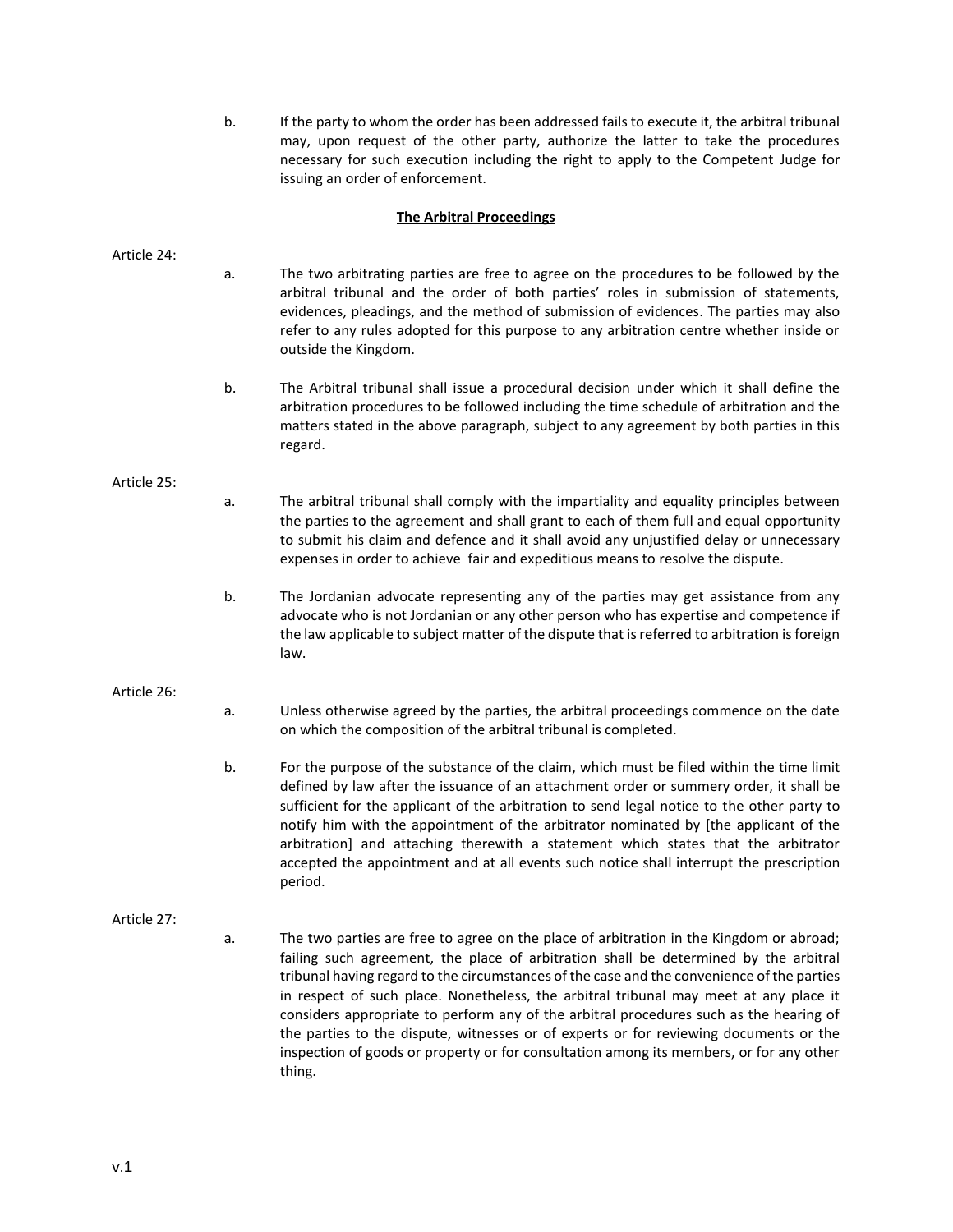b. If the party to whom the order has been addressed fails to execute it, the arbitral tribunal may, upon request of the other party, authorize the latter to take the procedures necessary for such execution including the right to apply to the Competent Judge for issuing an order of enforcement.

## The Arbitral Proceedings

Article 24:

a. The two arbitrating parties are free to agree on the procedures to be followed by the arbitral tribunal and the order of both parties' roles in submission of statements, evidences, pleadings, and the method of submission of evidences. The parties may also refer to any rules adopted for this purpose to any arbitration centre whether inside or outside the Kingdom.

b. The Arbitral tribunal shall issue a procedural decision under which it shall define the arbitration procedures to be followed including the time schedule of arbitration and the matters stated in the above paragraph, subject to any agreement by both parties in this regard.

Article 25:

a. The arbitral tribunal shall comply with the impartiality and equality principles between the parties to the agreement and shall grant to each of them full and equal opportunity to submit his claim and defence and it shall avoid any unjustified delay or unnecessary expenses in order to achieve fair and expeditious means to resolve the dispute.

b. The Jordanian advocate representing any of the parties may get assistance from any advocate who is not Jordanian or any other person who has expertise and competence if the law applicable to subject matter of the dispute that is referred to arbitration is foreign law.

Article 26:

a. Unless otherwise agreed by the parties, the arbitral proceedings commence on the date on which the composition of the arbitral tribunal is completed.

b. For the purpose of the substance of the claim, which must be filed within the time limit defined by law after the issuance of an attachment order or summery order, it shall be sufficient for the applicant of the arbitration to send legal notice to the other party to notify him with the appointment of the arbitrator nominated by [the applicant of the arbitration] and attaching therewith a statement which states that the arbitrator accepted the appointment and at all events such notice shall interrupt the prescription period.

Article 27:

a. The two parties are free to agree on the place of arbitration in the Kingdom or abroad; failing such agreement, the place of arbitration shall be determined by the arbitral tribunal having regard to the circumstances of the case and the convenience of the parties in respect of such place. Nonetheless, the arbitral tribunal may meet at any place it considers appropriate to perform any of the arbitral procedures such as the hearing of the parties to the dispute, witnesses or of experts or for reviewing documents or the inspection of goods or property or for consultation among its members, or for any other thing.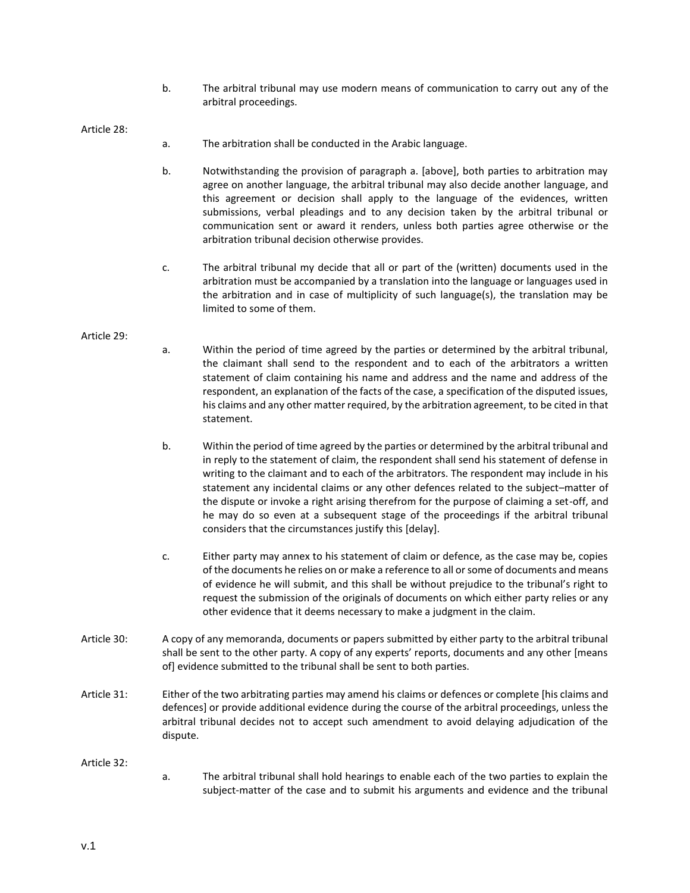b. The arbitral tribunal may use modern means of communication to carry out any of the arbitral proceedings.

Article 28:

a. The arbitration shall be conducted in the Arabic language.

b. Notwithstanding the provision of paragraph a. [above], both parties to arbitration may agree on another language, the arbitral tribunal may also decide another language, and this agreement or decision shall apply to the language of the evidences, written submissions, verbal pleadings and to any decision taken by the arbitral tribunal or communication sent or award it renders, unless both parties agree otherwise or the arbitration tribunal decision otherwise provides.

c. The arbitral tribunal my decide that all or part of the (written) documents used in the arbitration must be accompanied by a translation into the language or languages used in the arbitration and in case of multiplicity of such language(s), the translation may be limited to some of them.

Article 29:

a. Within the period of time agreed by the parties or determined by the arbitral tribunal, the claimant shall send to the respondent and to each of the arbitrators a written statement of claim containing his name and address and the name and address of the respondent, an explanation of the facts of the case, a specification of the disputed issues, his claims and any other matter required, by the arbitration agreement, to be cited in that statement.

b. Within the period of time agreed by the parties or determined by the arbitral tribunal and in reply to the statement of claim, the respondent shall send his statement of defense in writing to the claimant and to each of the arbitrators. The respondent may include in his statement any incidental claims or any other defences related to the subject–matter of the dispute or invoke a right arising therefrom for the purpose of claiming a set-off, and he may do so even at a subsequent stage of the proceedings if the arbitral tribunal considers that the circumstances justify this [delay].

c. Either party may annex to his statement of claim or defence, as the case may be, copies of the documents he relies on or make a reference to all or some of documents and means of evidence he will submit, and this shall be without prejudice to the tribunal's right to request the submission of the originals of documents on which either party relies or any other evidence that it deems necessary to make a judgment in the claim.

Article 30: A copy of any memoranda, documents or papers submitted by either party to the arbitral tribunal shall be sent to the other party. A copy of any experts' reports, documents and any other [means of] evidence submitted to the tribunal shall be sent to both parties.

Article 31: Either of the two arbitrating parties may amend his claims or defences or complete [his claims and defences] or provide additional evidence during the course of the arbitral proceedings, unless the arbitral tribunal decides not to accept such amendment to avoid delaying adjudication of the dispute.

Article 32:

a. The arbitral tribunal shall hold hearings to enable each of the two parties to explain the subject-matter of the case and to submit his arguments and evidence and the tribunal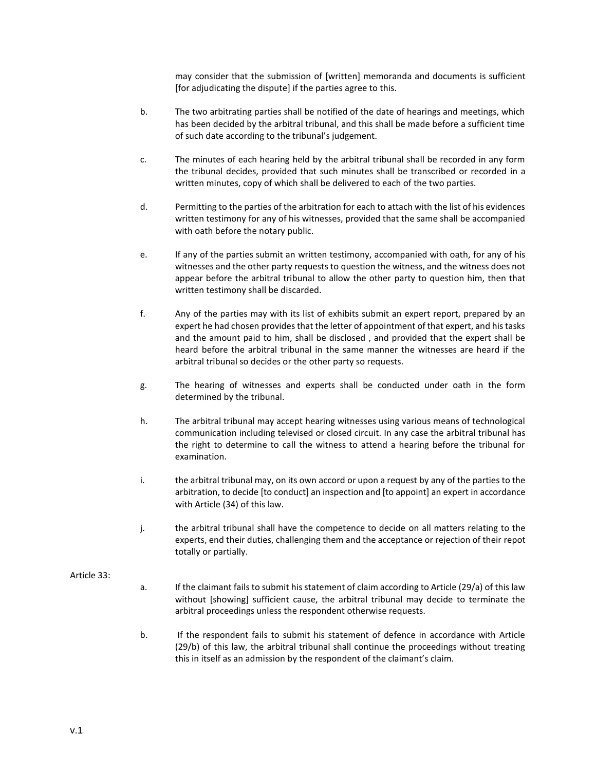may consider that the submission of [written] memoranda and documents is sufficient [for adjudicating the dispute] if the parties agree to this.

b. The two arbitrating parties shall be notified of the date of hearings and meetings, which has been decided by the arbitral tribunal, and this shall be made before a sufficient time of such date according to the tribunal's judgement.

c. The minutes of each hearing held by the arbitral tribunal shall be recorded in any form the tribunal decides, provided that such minutes shall be transcribed or recorded in a written minutes, copy of which shall be delivered to each of the two parties.

d. Permitting to the parties of the arbitration for each to attach with the list of his evidences written testimony for any of his witnesses, provided that the same shall be accompanied with oath before the notary public.

e. If any of the parties submit an written testimony, accompanied with oath, for any of his witnesses and the other party requests to question the witness, and the witness does not appear before the arbitral tribunal to allow the other party to question him, then that written testimony shall be discarded.

f. Any of the parties may with its list of exhibits submit an expert report, prepared by an expert he had chosen provides that the letter of appointment of that expert, and his tasks and the amount paid to him, shall be disclosed , and provided that the expert shall be heard before the arbitral tribunal in the same manner the witnesses are heard if the arbitral tribunal so decides or the other party so requests.

g. The hearing of witnesses and experts shall be conducted under oath in the form determined by the tribunal.

h. The arbitral tribunal may accept hearing witnesses using various means of technological communication including televised or closed circuit. In any case the arbitral tribunal has the right to determine to call the witness to attend a hearing before the tribunal for examination.

i. the arbitral tribunal may, on its own accord or upon a request by any of the parties to the arbitration, to decide [to conduct] an inspection and [to appoint] an expert in accordance with Article (34) of this law.

j. the arbitral tribunal shall have the competence to decide on all matters relating to the experts, end their duties, challenging them and the acceptance or rejection of their repot totally or partially.

Article 33:

a. If the claimant fails to submit his statement of claim according to Article (29/a) of this law without [showing] sufficient cause, the arbitral tribunal may decide to terminate the arbitral proceedings unless the respondent otherwise requests.

b. If the respondent fails to submit his statement of defence in accordance with Article (29/b) of this law, the arbitral tribunal shall continue the proceedings without treating this in itself as an admission by the respondent of the claimant's claim.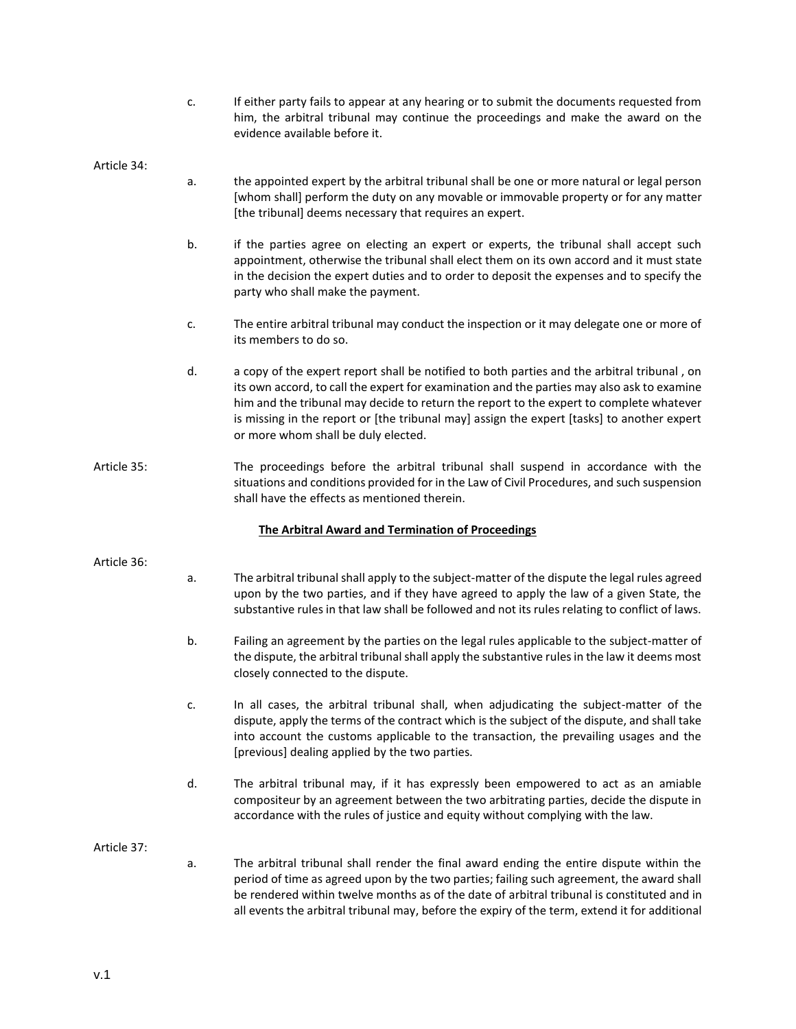c. If either party fails to appear at any hearing or to submit the documents requested from him, the arbitral tribunal may continue the proceedings and make the award on the evidence available before it.

Article 34:

a. the appointed expert by the arbitral tribunal shall be one or more natural or legal person [whom shall] perform the duty on any movable or immovable property or for any matter [the tribunal] deems necessary that requires an expert.

b. if the parties agree on electing an expert or experts, the tribunal shall accept such appointment, otherwise the tribunal shall elect them on its own accord and it must state in the decision the expert duties and to order to deposit the expenses and to specify the party who shall make the payment.

c. The entire arbitral tribunal may conduct the inspection or it may delegate one or more of its members to do so.

d. a copy of the expert report shall be notified to both parties and the arbitral tribunal , on its own accord, to call the expert for examination and the parties may also ask to examine him and the tribunal may decide to return the report to the expert to complete whatever is missing in the report or [the tribunal may] assign the expert [tasks] to another expert or more whom shall be duly elected.

Article 35: The proceedings before the arbitral tribunal shall suspend in accordance with the situations and conditions provided for in the Law of Civil Procedures, and such suspension shall have the effects as mentioned therein.

**The Arbitral Award and Termination of Proceedings**

Article 36:

a. The arbitral tribunal shall apply to the subject-matter of the dispute the legal rules agreed upon by the two parties, and if they have agreed to apply the law of a given State, the substantive rules in that law shall be followed and not its rules relating to conflict of laws.

b. Failing an agreement by the parties on the legal rules applicable to the subject-matter of the dispute, the arbitral tribunal shall apply the substantive rules in the law it deems most closely connected to the dispute.

c. In all cases, the arbitral tribunal shall, when adjudicating the subject-matter of the dispute, apply the terms of the contract which is the subject of the dispute, and shall take into account the customs applicable to the transaction, the prevailing usages and the [previous] dealing applied by the two parties.

d. The arbitral tribunal may, if it has expressly been empowered to act as an amiable compositeur by an agreement between the two arbitrating parties, decide the dispute in accordance with the rules of justice and equity without complying with the law.

Article 37:

a. The arbitral tribunal shall render the final award ending the entire dispute within the period of time as agreed upon by the two parties; failing such agreement, the award shall be rendered within twelve months as of the date of arbitral tribunal is constituted and in all events the arbitral tribunal may, before the expiry of the term, extend it for additional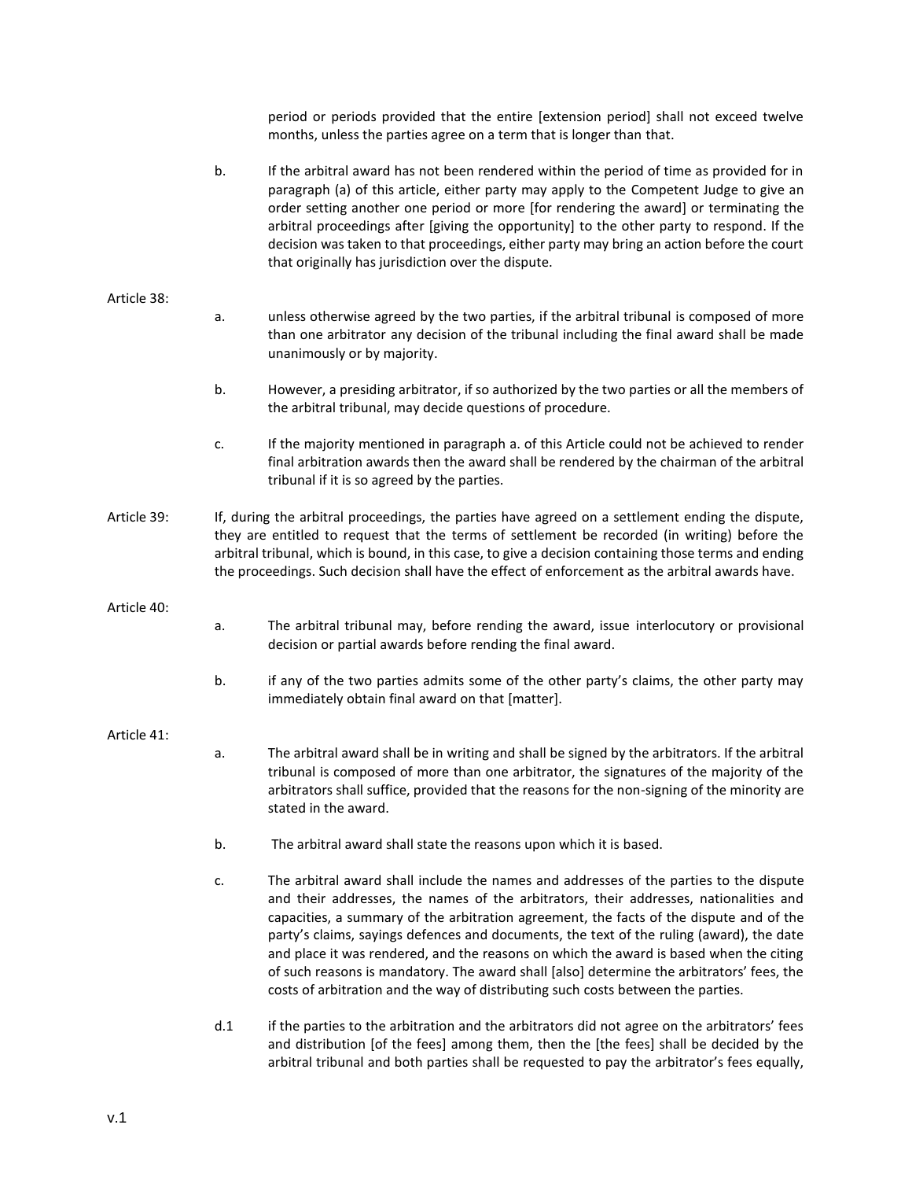period or periods provided that the entire [extension period] shall not exceed twelve months, unless the parties agree on a term that is longer than that.

b. If the arbitral award has not been rendered within the period of time as provided for in paragraph (a) of this article, either party may apply to the Competent Judge to give an order setting another one period or more [for rendering the award] or terminating the arbitral proceedings after [giving the opportunity] to the other party to respond. If the decision was taken to that proceedings, either party may bring an action before the court that originally has jurisdiction over the dispute.

Article 38:

a. unless otherwise agreed by the two parties, if the arbitral tribunal is composed of more than one arbitrator any decision of the tribunal including the final award shall be made unanimously or by majority.

b. However, a presiding arbitrator, if so authorized by the two parties or all the members of the arbitral tribunal, may decide questions of procedure.

c. If the majority mentioned in paragraph a. of this Article could not be achieved to render final arbitration awards then the award shall be rendered by the chairman of the arbitral tribunal if it is so agreed by the parties.

Article 39: If, during the arbitral proceedings, the parties have agreed on a settlement ending the dispute, they are entitled to request that the terms of settlement be recorded (in writing) before the arbitral tribunal, which is bound, in this case, to give a decision containing those terms and ending the proceedings. Such decision shall have the effect of enforcement as the arbitral awards have.

Article 40:

a. The arbitral tribunal may, before rending the award, issue interlocutory or provisional decision or partial awards before rending the final award.

b. if any of the two parties admits some of the other party's claims, the other party may immediately obtain final award on that [matter].

Article 41:

a. The arbitral award shall be in writing and shall be signed by the arbitrators. If the arbitral tribunal is composed of more than one arbitrator, the signatures of the majority of the arbitrators shall suffice, provided that the reasons for the non-signing of the minority are stated in the award.

b. The arbitral award shall state the reasons upon which it is based.

c. The arbitral award shall include the names and addresses of the parties to the dispute and their addresses, the names of the arbitrators, their addresses, nationalities and capacities, a summary of the arbitration agreement, the facts of the dispute and of the party's claims, sayings defences and documents, the text of the ruling (award), the date and place it was rendered, and the reasons on which the award is based when the citing of such reasons is mandatory. The award shall [also] determine the arbitrators' fees, the costs of arbitration and the way of distributing such costs between the parties.

d.1 if the parties to the arbitration and the arbitrators did not agree on the arbitrators' fees and distribution [of the fees] among them, then the [the fees] shall be decided by the arbitral tribunal and both parties shall be requested to pay the arbitrator's fees equally,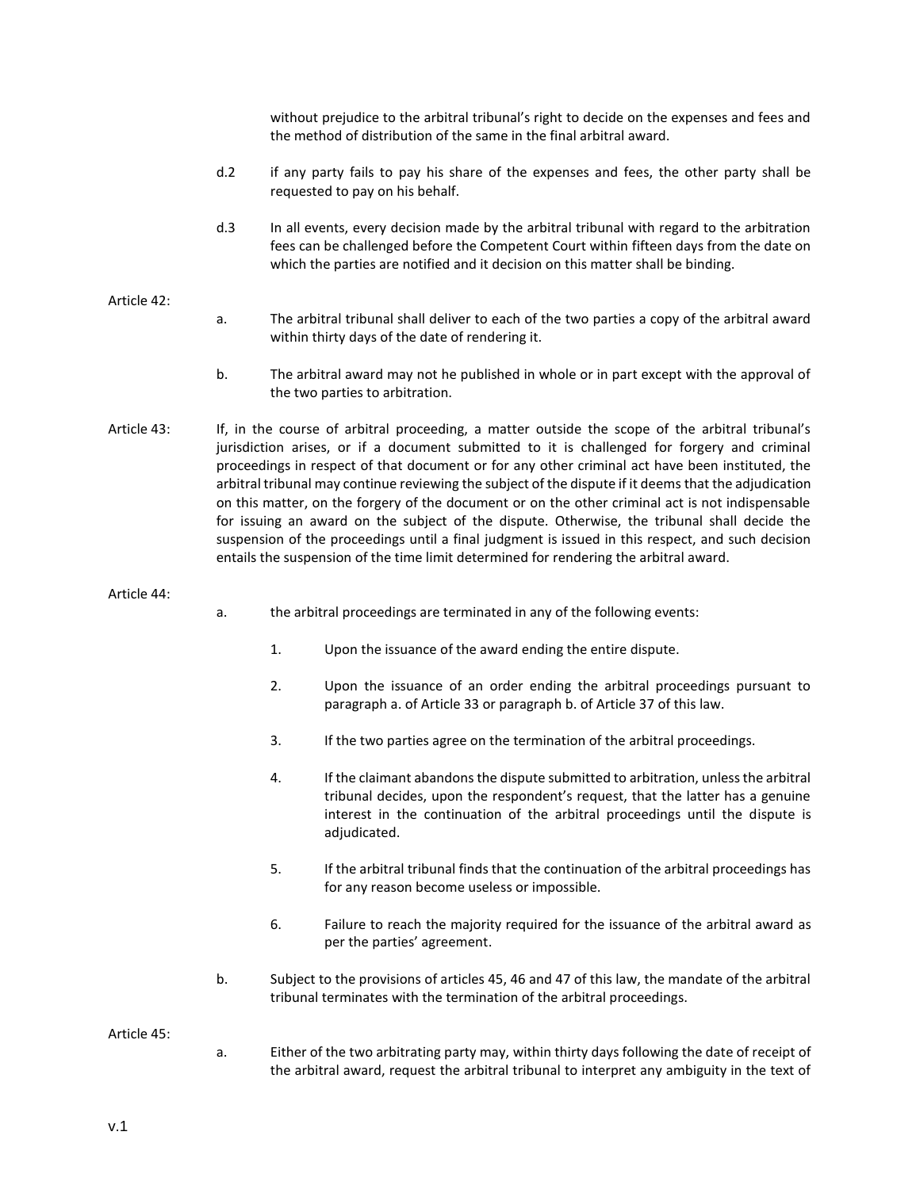without prejudice to the arbitral tribunal's right to decide on the expenses and fees and the method of distribution of the same in the final arbitral award.

d.2 if any party fails to pay his share of the expenses and fees, the other party shall be requested to pay on his behalf.

d.3 In all events, every decision made by the arbitral tribunal with regard to the arbitration fees can be challenged before the Competent Court within fifteen days from the date on which the parties are notified and it decision on this matter shall be binding.

Article 42:

a. The arbitral tribunal shall deliver to each of the two parties a copy of the arbitral award within thirty days of the date of rendering it.

b. The arbitral award may not he published in whole or in part except with the approval of the two parties to arbitration.

Article 43: If, in the course of arbitral proceeding, a matter outside the scope of the arbitral tribunal's jurisdiction arises, or if a document submitted to it is challenged for forgery and criminal proceedings in respect of that document or for any other criminal act have been instituted, the arbitral tribunal may continue reviewing the subject of the dispute if it deems that the adjudication on this matter, on the forgery of the document or on the other criminal act is not indispensable for issuing an award on the subject of the dispute. Otherwise, the tribunal shall decide the suspension of the proceedings until a final judgment is issued in this respect, and such decision entails the suspension of the time limit determined for rendering the arbitral award.

Article 44:

a. the arbitral proceedings are terminated in any of the following events:

1. Upon the issuance of the award ending the entire dispute.

2. Upon the issuance of an order ending the arbitral proceedings pursuant to paragraph a. of Article 33 or paragraph b. of Article 37 of this law.

3. If the two parties agree on the termination of the arbitral proceedings.

4. If the claimant abandons the dispute submitted to arbitration, unless the arbitral tribunal decides, upon the respondent's request, that the latter has a genuine interest in the continuation of the arbitral proceedings until the dispute is adjudicated.

5. If the arbitral tribunal finds that the continuation of the arbitral proceedings has for any reason become useless or impossible.

6. Failure to reach the majority required for the issuance of the arbitral award as per the parties' agreement.

b. Subject to the provisions of articles 45, 46 and 47 of this law, the mandate of the arbitral tribunal terminates with the termination of the arbitral proceedings.

Article 45:

a. Either of the two arbitrating party may, within thirty days following the date of receipt of the arbitral award, request the arbitral tribunal to interpret any ambiguity in the text of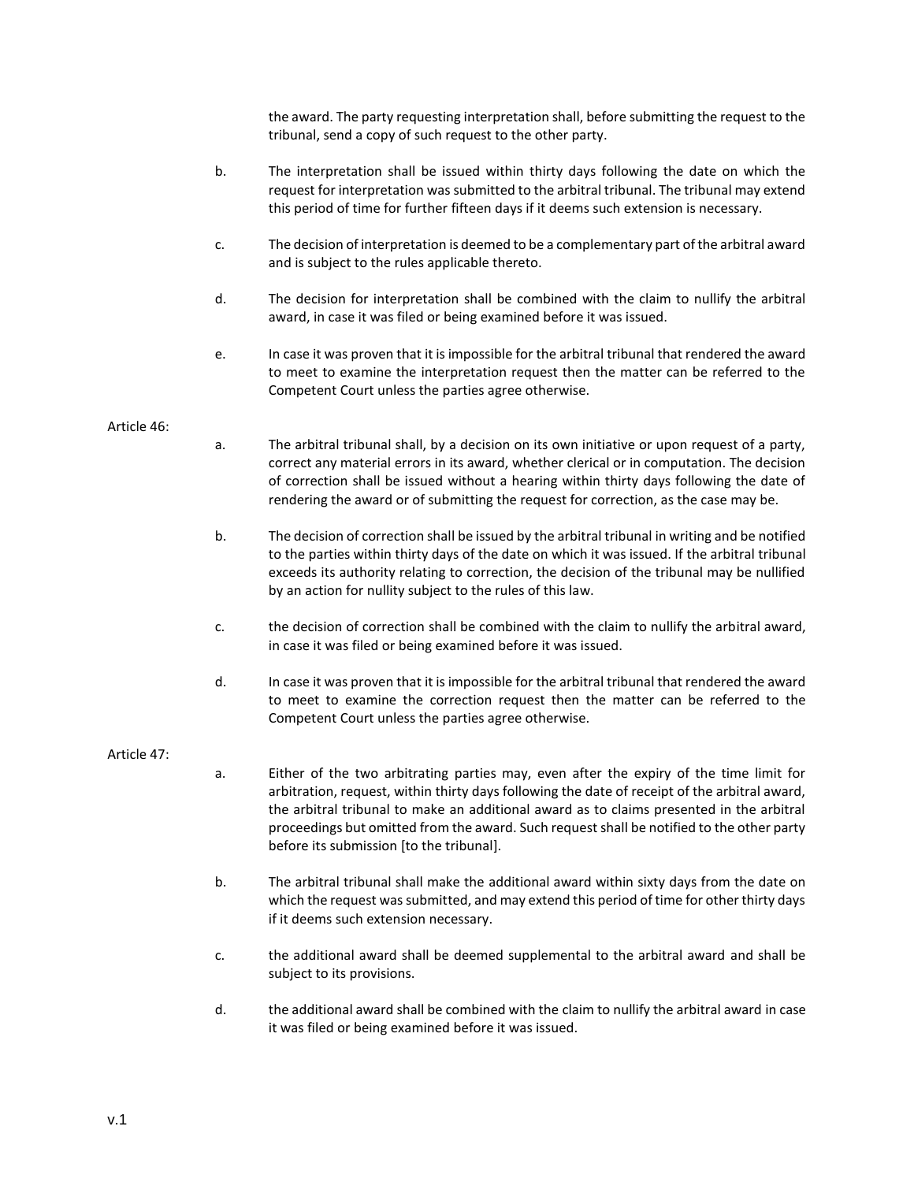the award. The party requesting interpretation shall, before submitting the request to the tribunal, send a copy of such request to the other party.

b. The interpretation shall be issued within thirty days following the date on which the request for interpretation was submitted to the arbitral tribunal. The tribunal may extend this period of time for further fifteen days if it deems such extension is necessary.

c. The decision of interpretation is deemed to be a complementary part of the arbitral award and is subject to the rules applicable thereto.

d. The decision for interpretation shall be combined with the claim to nullify the arbitral award, in case it was filed or being examined before it was issued.

e. In case it was proven that it is impossible for the arbitral tribunal that rendered the award to meet to examine the interpretation request then the matter can be referred to the Competent Court unless the parties agree otherwise.

Article 46:

a. The arbitral tribunal shall, by a decision on its own initiative or upon request of a party, correct any material errors in its award, whether clerical or in computation. The decision of correction shall be issued without a hearing within thirty days following the date of rendering the award or of submitting the request for correction, as the case may be.

b. The decision of correction shall be issued by the arbitral tribunal in writing and be notified to the parties within thirty days of the date on which it was issued. If the arbitral tribunal exceeds its authority relating to correction, the decision of the tribunal may be nullified by an action for nullity subject to the rules of this law.

c. the decision of correction shall be combined with the claim to nullify the arbitral award, in case it was filed or being examined before it was issued.

d. In case it was proven that it is impossible for the arbitral tribunal that rendered the award to meet to examine the correction request then the matter can be referred to the Competent Court unless the parties agree otherwise.

Article 47:

a. Either of the two arbitrating parties may, even after the expiry of the time limit for arbitration, request, within thirty days following the date of receipt of the arbitral award, the arbitral tribunal to make an additional award as to claims presented in the arbitral proceedings but omitted from the award. Such request shall be notified to the other party before its submission [to the tribunal].

b. The arbitral tribunal shall make the additional award within sixty days from the date on which the request was submitted, and may extend this period of time for other thirty days if it deems such extension necessary.

c. the additional award shall be deemed supplemental to the arbitral award and shall be subject to its provisions.

d. the additional award shall be combined with the claim to nullify the arbitral award in case it was filed or being examined before it was issued.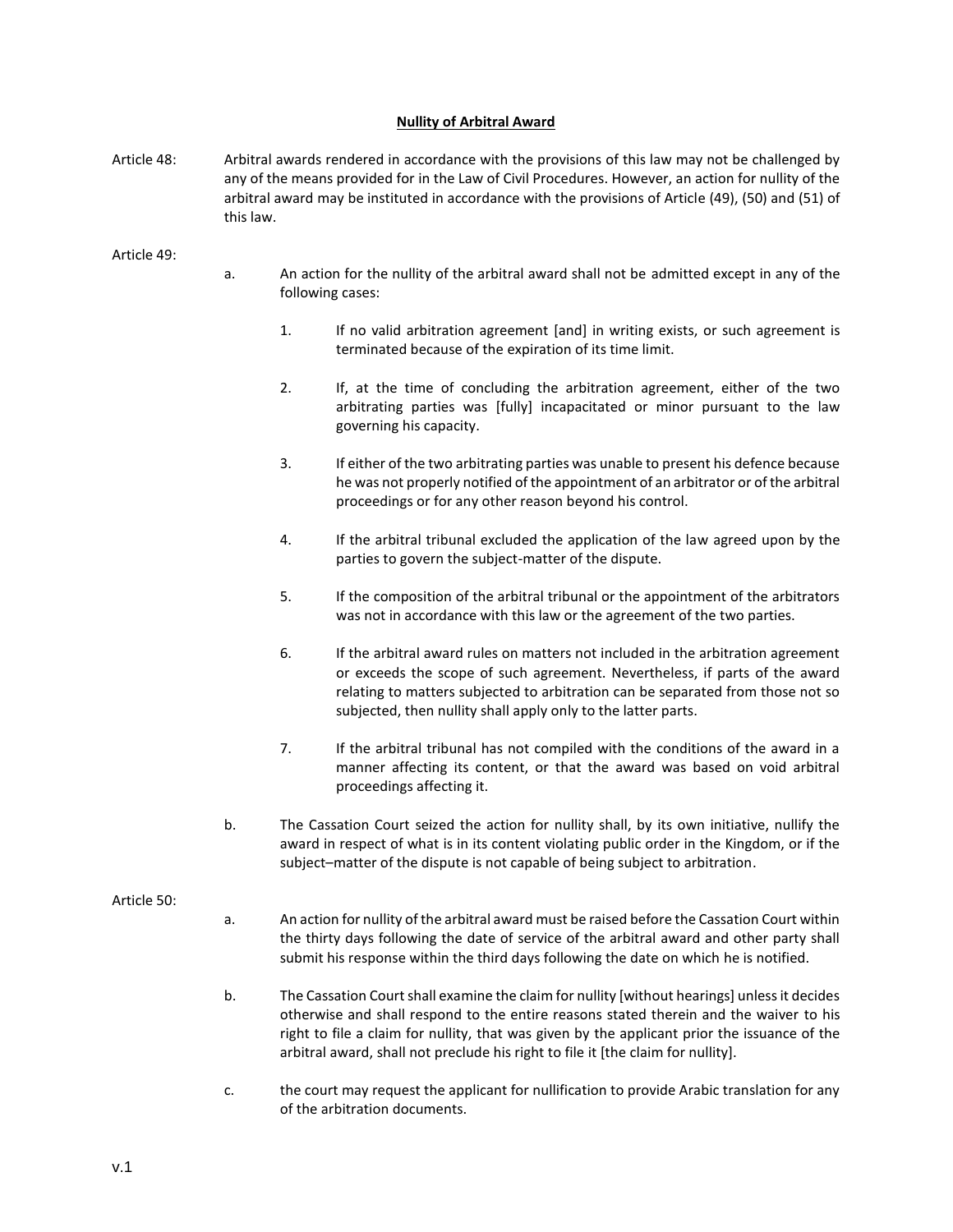## Nullity of Arbitral Award

**Article 48:** Arbitral awards rendered in accordance with the provisions of this law may not be challenged by any of the means provided for in the Law of Civil Procedures. However, an action for nullity of the arbitral award may be instituted in accordance with the provisions of Article (49), (50) and (51) of this law.

**Article 49:**

a. An action for the nullity of the arbitral award shall not be admitted except in any of the following cases:

1. If no valid arbitration agreement [and] in writing exists, or such agreement is terminated because of the expiration of its time limit.

2. If, at the time of concluding the arbitration agreement, either of the two arbitrating parties was [fully] incapacitated or minor pursuant to the law governing his capacity.

3. If either of the two arbitrating parties was unable to present his defence because he was not properly notified of the appointment of an arbitrator or of the arbitral proceedings or for any other reason beyond his control.

4. If the arbitral tribunal excluded the application of the law agreed upon by the parties to govern the subject-matter of the dispute.

5. If the composition of the arbitral tribunal or the appointment of the arbitrators was not in accordance with this law or the agreement of the two parties.

6. If the arbitral award rules on matters not included in the arbitration agreement or exceeds the scope of such agreement. Nevertheless, if parts of the award relating to matters subjected to arbitration can be separated from those not so subjected, then nullity shall apply only to the latter parts.

7. If the arbitral tribunal has not compiled with the conditions of the award in a manner affecting its content, or that the award was based on void arbitral proceedings affecting it.

b. The Cassation Court seized the action for nullity shall, by its own initiative, nullify the award in respect of what is in its content violating public order in the Kingdom, or if the subject–matter of the dispute is not capable of being subject to arbitration.

**Article 50:**

a. An action for nullity of the arbitral award must be raised before the Cassation Court within the thirty days following the date of service of the arbitral award and other party shall submit his response within the third days following the date on which he is notified.

b. The Cassation Court shall examine the claim for nullity [without hearings] unless it decides otherwise and shall respond to the entire reasons stated therein and the waiver to his right to file a claim for nullity, that was given by the applicant prior the issuance of the arbitral award, shall not preclude his right to file it [the claim for nullity].

c. the court may request the applicant for nullification to provide Arabic translation for any of the arbitration documents.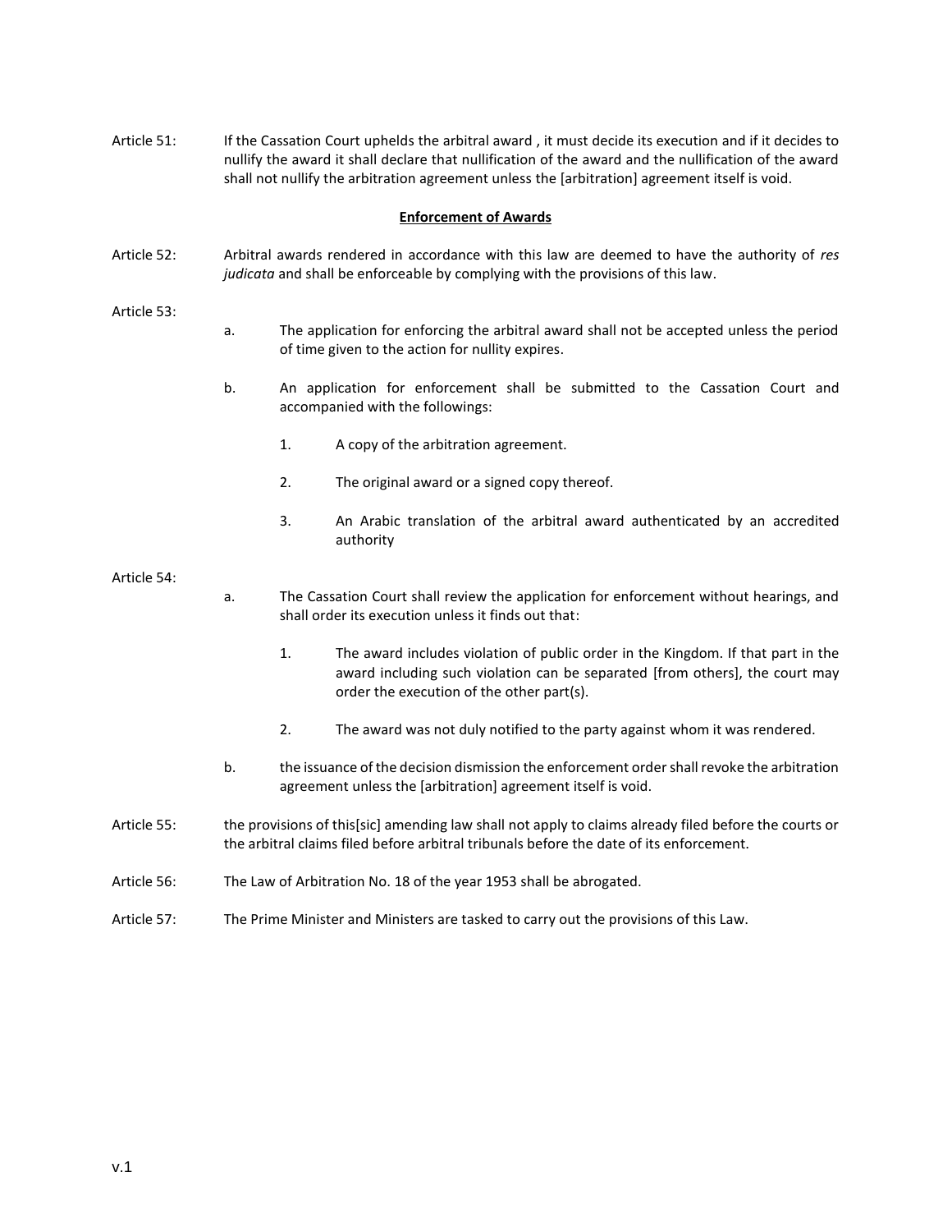Article 51: If the Cassation Court upheld the arbitral award , it must decide its execution and if it decides to nullify the award it shall declare that nullification of the award and the nullification of the award shall not nullify the arbitration agreement unless the [arbitration] agreement itself is void.

**Enforcement of Awards**

Article 52: Arbitral awards rendered in accordance with this law are deemed to have the authority of *res judicata* and shall be enforceable by complying with the provisions of this law.

Article 53:

a. The application for enforcing the arbitral award shall not be accepted unless the period of time given to the action for nullity expires.

b. An application for enforcement shall be submitted to the Cassation Court and accompanied with the followings:

1. A copy of the arbitration agreement.
2. The original award or a signed copy thereof.
3. An Arabic translation of the arbitral award authenticated by an accredited authority

Article 54:

a. The Cassation Court shall review the application for enforcement without hearings, and shall order its execution unless it finds out that:

1. The award includes violation of public order in the Kingdom. If that part in the award including such violation can be separated [from others], the court may order the execution of the other part(s).
2. The award was not duly notified to the party against whom it was rendered.

b. the issuance of the decision dismission the enforcement order shall revoke the arbitration agreement unless the [arbitration] agreement itself is void.

Article 55: the provisions of this[sic] amending law shall not apply to claims already filed before the courts or the arbitral claims filed before arbitral tribunals before the date of its enforcement.

Article 56: The Law of Arbitration No. 18 of the year 1953 shall be abrogated.

Article 57: The Prime Minister and Ministers are tasked to carry out the provisions of this Law.

v.1